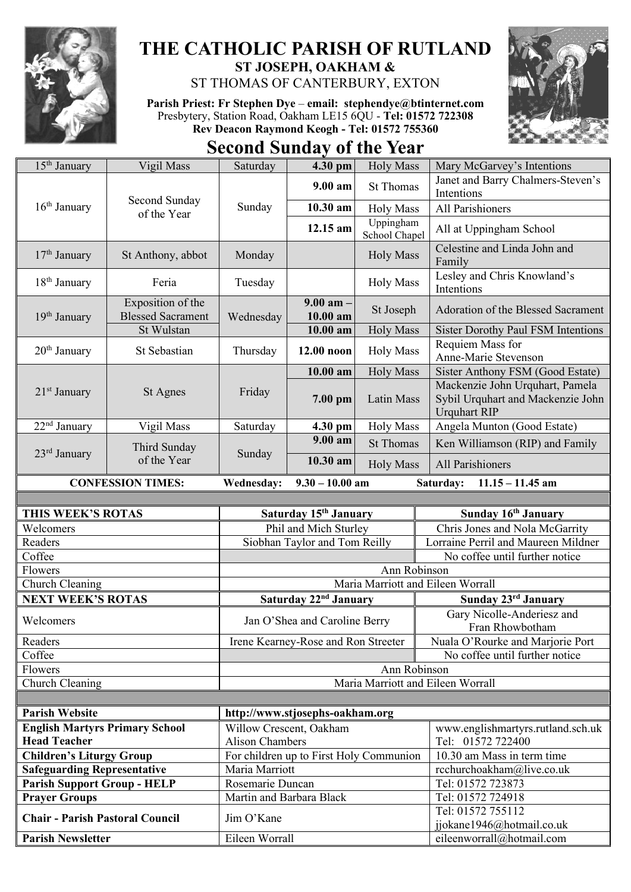# THE CATHOLIC PARISH OF RUTLAND

**ST JOSEPH, OAKHAM &**

ST THOMAS OF CANTERBURY, EXTON

**Parish Priest: Fr Stephen Dye** – **email: stephendye@btinternet.com**
Presbytery, Station Road, Oakham LE15 6QU - **Tel: 01572 722308**
**Rev Deacon Raymond Keogh - Tel: 01572 755360**

## Second Sunday of the Year

| Date | Feast | Day | Time | Service | Intention |
|---|---|---|---|---|---|
| 15th January | Vigil Mass | Saturday | **4.30 pm** | Holy Mass | Mary McGarvey's Intentions |
| 16th January | Second Sunday of the Year | Sunday | **9.00 am** | St Thomas | Janet and Barry Chalmers-Steven's Intentions |
| | | | **10.30 am** | Holy Mass | All Parishioners |
| | | | **12.15 am** | Uppingham School Chapel | All at Uppingham School |
| 17th January | St Anthony, abbot | Monday | | Holy Mass | Celestine and Linda John and Family |
| 18th January | Feria | Tuesday | | Holy Mass | Lesley and Chris Knowland's Intentions |
| 19th January | Exposition of the Blessed Sacrament | Wednesday | **9.00 am – 10.00 am** | St Joseph | Adoration of the Blessed Sacrament |
| | St Wulstan | | **10.00 am** | Holy Mass | Sister Dorothy Paul FSM Intentions |
| 20th January | St Sebastian | Thursday | **12.00 noon** | Holy Mass | Requiem Mass for Anne-Marie Stevenson |
| 21st January | St Agnes | Friday | **10.00 am** | Holy Mass | Sister Anthony FSM (Good Estate) |
| | | | **7.00 pm** | Latin Mass | Mackenzie John Urquhart, Pamela Sybil Urquhart and Mackenzie John Urquhart RIP |
| 22nd January | Vigil Mass | Saturday | **4.30 pm** | Holy Mass | Angela Munton (Good Estate) |
| 23rd January | Third Sunday of the Year | Sunday | **9.00 am** | St Thomas | Ken Williamson (RIP) and Family |
| | | | **10.30 am** | Holy Mass | All Parishioners |

**CONFESSION TIMES:** **Wednesday: 9.30 – 10.00 am** **Saturday: 11.15 – 11.45 am**

| **THIS WEEK'S ROTAS** | **Saturday 15th January** | **Sunday 16th January** |
|---|---|---|
| Welcomers | Phil and Mich Sturley | Chris Jones and Nola McGarrity |
| Readers | Siobhan Taylor and Tom Reilly | Lorraine Perril and Maureen Mildner |
| Coffee | | No coffee until further notice |
| Flowers | Ann Robinson | |
| Church Cleaning | Maria Marriott and Eileen Worrall | |
| **NEXT WEEK'S ROTAS** | **Saturday 22nd January** | **Sunday 23rd January** |
| Welcomers | Jan O'Shea and Caroline Berry | Gary Nicolle-Anderiesz and Fran Rhowbotham |
| Readers | Irene Kearney-Rose and Ron Streeter | Nuala O'Rourke and Marjorie Port |
| Coffee | | No coffee until further notice |
| Flowers | Ann Robinson | |
| Church Cleaning | Maria Marriott and Eileen Worrall | |

| | | |
|---|---|---|
| **Parish Website** | http://www.stjosephs-oakham.org | |
| **English Martyrs Primary School Head Teacher** | Willow Crescent, Oakham Alison Chambers | www.englishmartyrs.rutland.sch.uk Tel: 01572 722400 |
| **Children's Liturgy Group** | For children up to First Holy Communion | 10.30 am Mass in term time |
| **Safeguarding Representative** | Maria Marriott | rcchurchoakham@live.co.uk |
| **Parish Support Group - HELP** | Rosemarie Duncan | Tel: 01572 723873 |
| **Prayer Groups** | Martin and Barbara Black | Tel: 01572 724918 |
| **Chair - Parish Pastoral Council** | Jim O'Kane | Tel: 01572 755112 jjokane1946@hotmail.co.uk |
| **Parish Newsletter** | Eileen Worrall | eileenworrall@hotmail.com |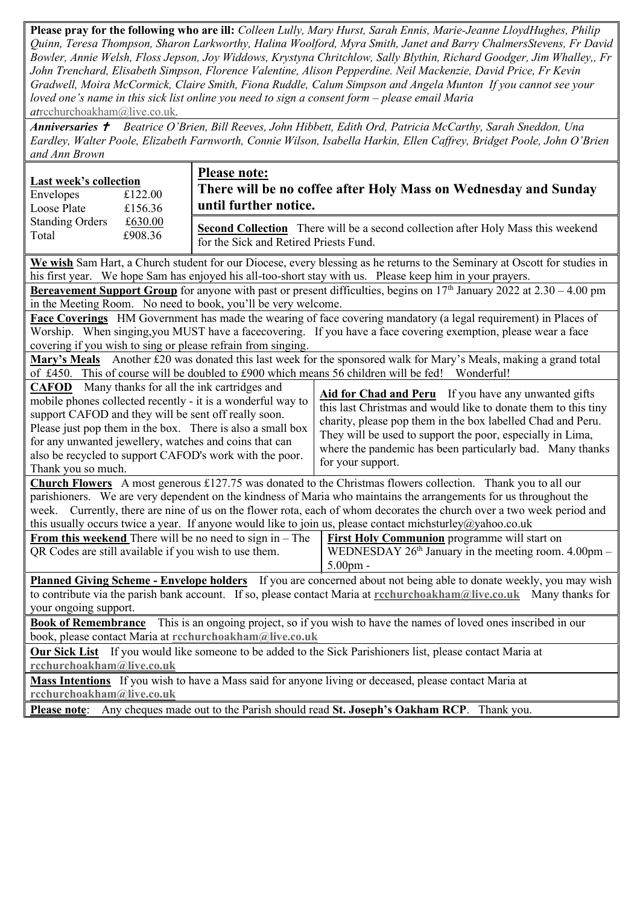**Please pray for the following who are ill:** *Colleen Lully, Mary Hurst, Sarah Ennis, Marie-Jeanne LloydHughes, Philip Quinn, Teresa Thompson, Sharon Larkworthy, Halina Woolford, Myra Smith, Janet and Barry ChalmersStevens, Fr David Bowler, Annie Welsh, Floss Jepson, Joy Widdows, Krystyna Chritchlow, Sally Blythin, Richard Goodger, Jim Whalley,, Fr John Trenchard, Elisabeth Simpson, Florence Valentine, Alison Pepperdine. Neil Mackenzie, David Price, Fr Kevin Gradwell, Moira McCormick, Claire Smith, Fiona Ruddle, Calum Simpson and Angela Munton If you cannot see your loved one's name in this sick list online you need to sign a consent form – please email Maria at*rcchurchoakham@live.co.uk.

***Anniversaries ✝*** *Beatrice O'Brien, Bill Reeves, John Hibbett, Edith Ord, Patricia McCarthy, Sarah Sneddon, Una Eardley, Walter Poole, Elizabeth Farnworth, Connie Wilson, Isabella Harkin, Ellen Caffrey, Bridget Poole, John O'Brien and Ann Brown*

**Last week's collection**

| | |
|---|---|
| Envelopes | £122.00 |
| Loose Plate | £156.36 |
| Standing Orders | £630.00 |
| Total | £908.36 |

**Please note:**
**There will be no coffee after Holy Mass on Wednesday and Sunday until further notice.**

**Second Collection** There will be a second collection after Holy Mass this weekend for the Sick and Retired Priests Fund.

**We wish** Sam Hart, a Church student for our Diocese, every blessing as he returns to the Seminary at Oscott for studies in his first year. We hope Sam has enjoyed his all-too-short stay with us. Please keep him in your prayers.

**Bereavement Support Group** for anyone with past or present difficulties, begins on 17th January 2022 at 2.30 – 4.00 pm in the Meeting Room. No need to book, you'll be very welcome.

**Face Coverings** HM Government has made the wearing of face covering mandatory (a legal requirement) in Places of Worship. When singing,you MUST have a facecovering. If you have a face covering exemption, please wear a face covering if you wish to sing or please refrain from singing.

**Mary's Meals** Another £20 was donated this last week for the sponsored walk for Mary's Meals, making a grand total of £450. This of course will be doubled to £900 which means 56 children will be fed! Wonderful!

**CAFOD** Many thanks for all the ink cartridges and mobile phones collected recently - it is a wonderful way to support CAFOD and they will be sent off really soon. Please just pop them in the box. There is also a small box for any unwanted jewellery, watches and coins that can also be recycled to support CAFOD's work with the poor. Thank you so much.

**Aid for Chad and Peru** If you have any unwanted gifts this last Christmas and would like to donate them to this tiny charity, please pop them in the box labelled Chad and Peru. They will be used to support the poor, especially in Lima, where the pandemic has been particularly bad. Many thanks for your support.

**Church Flowers** A most generous £127.75 was donated to the Christmas flowers collection. Thank you to all our parishioners. We are very dependent on the kindness of Maria who maintains the arrangements for us throughout the week. Currently, there are nine of us on the flower rota, each of whom decorates the church over a two week period and this usually occurs twice a year. If anyone would like to join us, please contact michsturley@yahoo.co.uk

**From this weekend** There will be no need to sign in – The QR Codes are still available if you wish to use them.

**First Holy Communion** programme will start on WEDNESDAY 26th January in the meeting room. 4.00pm – 5.00pm -

**Planned Giving Scheme - Envelope holders** If you are concerned about not being able to donate weekly, you may wish to contribute via the parish bank account. If so, please contact Maria at **rcchurchoakham@live.co.uk** Many thanks for your ongoing support.

**Book of Remembrance** This is an ongoing project, so if you wish to have the names of loved ones inscribed in our book, please contact Maria at **rcchurchoakham@live.co.uk**

**Our Sick List** If you would like someone to be added to the Sick Parishioners list, please contact Maria at **rcchurchoakham@live.co.uk**

**Mass Intentions** If you wish to have a Mass said for anyone living or deceased, please contact Maria at **rcchurchoakham@live.co.uk**

**Please note**: Any cheques made out to the Parish should read **St. Joseph's Oakham RCP**. Thank you.